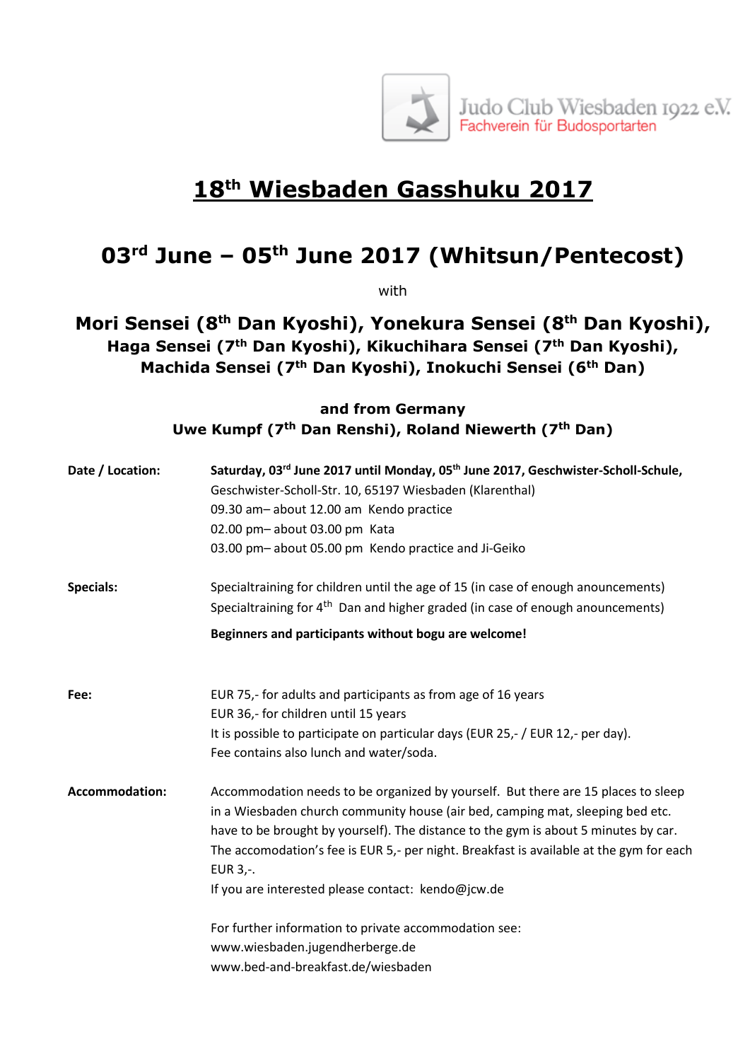Judo Club Wiesbaden 1922 e.V.
Fachverein für Budosportarten

# 18th Wiesbaden Gasshuku 2017

## 03rd June – 05th June 2017 (Whitsun/Pentecost)

with

**Mori Sensei (8th Dan Kyoshi), Yonekura Sensei (8th Dan Kyoshi),**
**Haga Sensei (7th Dan Kyoshi), Kikuchihara Sensei (7th Dan Kyoshi),**
**Machida Sensei (7th Dan Kyoshi), Inokuchi Sensei (6th Dan)**

**and from Germany**
**Uwe Kumpf (7th Dan Renshi), Roland Niewerth (7th Dan)**

**Date / Location:** **Saturday, 03rd June 2017 until Monday, 05th June 2017, Geschwister-Scholl-Schule,**
Geschwister-Scholl-Str. 10, 65197 Wiesbaden (Klarenthal)
09.30 am– about 12.00 am Kendo practice
02.00 pm– about 03.00 pm Kata
03.00 pm– about 05.00 pm Kendo practice and Ji-Geiko

**Specials:** Specialtraining for children until the age of 15 (in case of enough anouncements)
Specialtraining for 4th Dan and higher graded (in case of enough anouncements)

**Beginners and participants without bogu are welcome!**

**Fee:** EUR 75,- for adults and participants as from age of 16 years
EUR 36,- for children until 15 years
It is possible to participate on particular days (EUR 25,- / EUR 12,- per day).
Fee contains also lunch and water/soda.

**Accommodation:** Accommodation needs to be organized by yourself. But there are 15 places to sleep in a Wiesbaden church community house (air bed, camping mat, sleeping bed etc. have to be brought by yourself). The distance to the gym is about 5 minutes by car. The accomodation's fee is EUR 5,- per night. Breakfast is available at the gym for each EUR 3,-.
If you are interested please contact: kendo@jcw.de

For further information to private accommodation see:
www.wiesbaden.jugendherberge.de
www.bed-and-breakfast.de/wiesbaden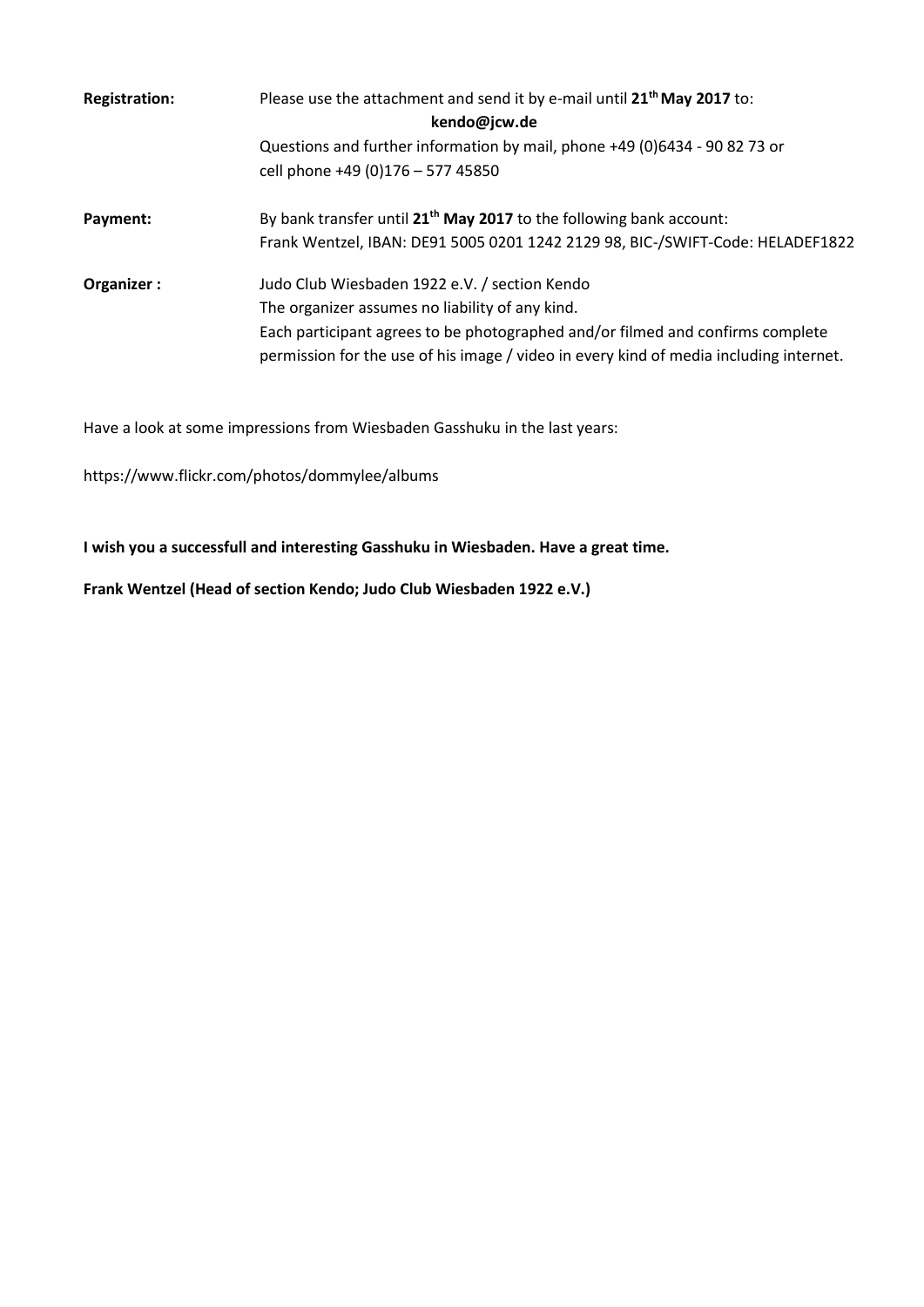| | |
|---|---|
| **Registration:** | Please use the attachment and send it by e-mail until **21th May 2017** to: **kendo@jcw.de** Questions and further information by mail, phone +49 (0)6434 - 90 82 73 or cell phone +49 (0)176 – 577 45850 |
| **Payment:** | By bank transfer until **21th May 2017** to the following bank account: Frank Wentzel, IBAN: DE91 5005 0201 1242 2129 98, BIC-/SWIFT-Code: HELADEF1822 |
| **Organizer :** | Judo Club Wiesbaden 1922 e.V. / section Kendo The organizer assumes no liability of any kind. Each participant agrees to be photographed and/or filmed and confirms complete permission for the use of his image / video in every kind of media including internet. |

Have a look at some impressions from Wiesbaden Gasshuku in the last years:

https://www.flickr.com/photos/dommylee/albums

**I wish you a successfull and interesting Gasshuku in Wiesbaden. Have a great time.**

**Frank Wentzel (Head of section Kendo; Judo Club Wiesbaden 1922 e.V.)**